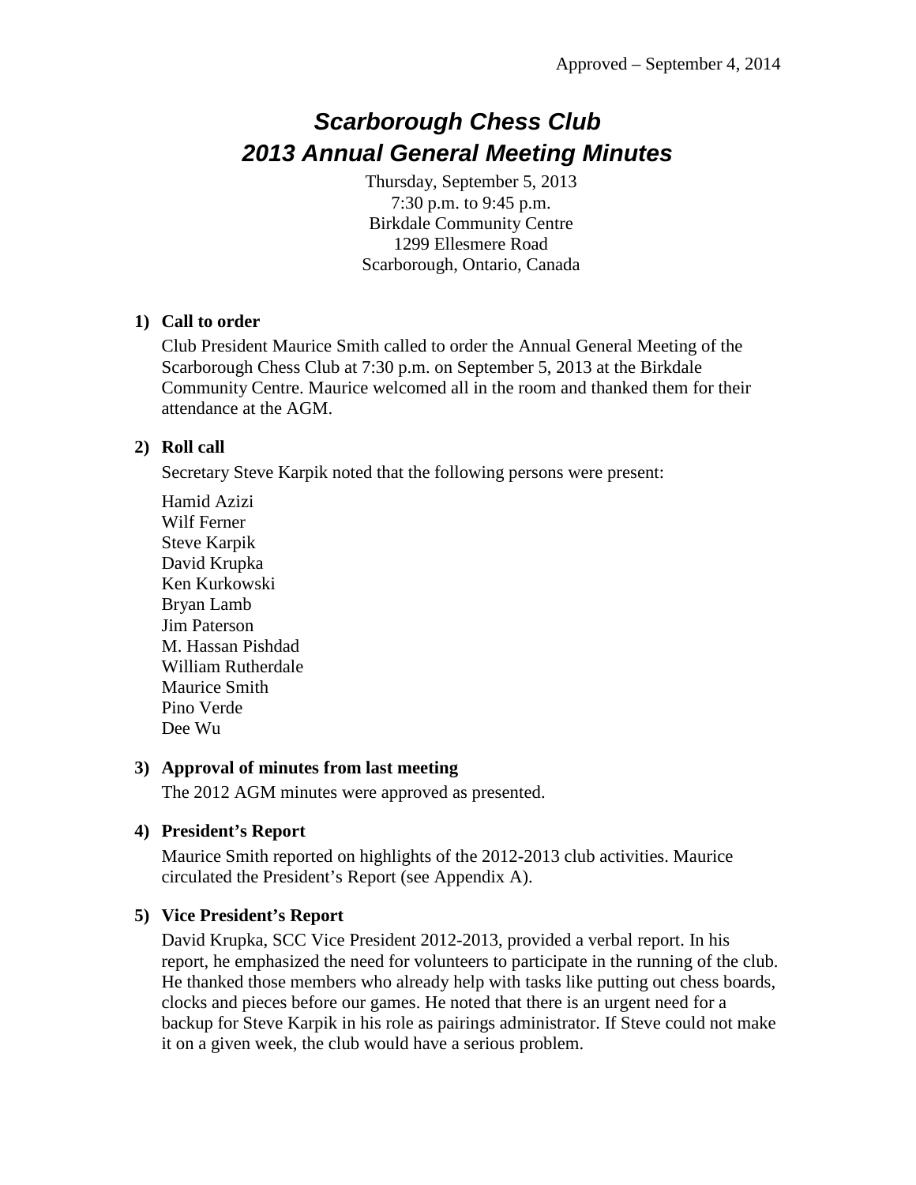Approved – September 4, 2014

# *Scarborough Chess Club*
# *2013 Annual General Meeting Minutes*

Thursday, September 5, 2013
7:30 p.m. to 9:45 p.m.
Birkdale Community Centre
1299 Ellesmere Road
Scarborough, Ontario, Canada

### 1) Call to order

Club President Maurice Smith called to order the Annual General Meeting of the Scarborough Chess Club at 7:30 p.m. on September 5, 2013 at the Birkdale Community Centre. Maurice welcomed all in the room and thanked them for their attendance at the AGM.

### 2) Roll call

Secretary Steve Karpik noted that the following persons were present:

Hamid Azizi
Wilf Ferner
Steve Karpik
David Krupka
Ken Kurkowski
Bryan Lamb
Jim Paterson
M. Hassan Pishdad
William Rutherdale
Maurice Smith
Pino Verde
Dee Wu

### 3) Approval of minutes from last meeting

The 2012 AGM minutes were approved as presented.

### 4) President's Report

Maurice Smith reported on highlights of the 2012-2013 club activities. Maurice circulated the President's Report (see Appendix A).

### 5) Vice President's Report

David Krupka, SCC Vice President 2012-2013, provided a verbal report. In his report, he emphasized the need for volunteers to participate in the running of the club. He thanked those members who already help with tasks like putting out chess boards, clocks and pieces before our games. He noted that there is an urgent need for a backup for Steve Karpik in his role as pairings administrator. If Steve could not make it on a given week, the club would have a serious problem.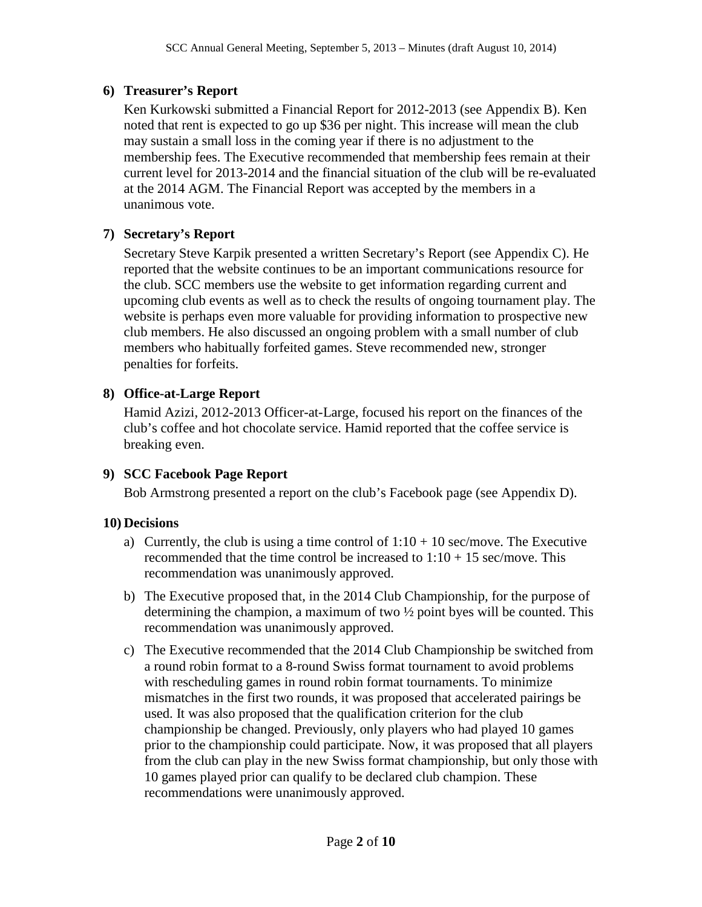## 6) Treasurer's Report

Ken Kurkowski submitted a Financial Report for 2012-2013 (see Appendix B). Ken noted that rent is expected to go up $36 per night. This increase will mean the club may sustain a small loss in the coming year if there is no adjustment to the membership fees. The Executive recommended that membership fees remain at their current level for 2013-2014 and the financial situation of the club will be re-evaluated at the 2014 AGM. The Financial Report was accepted by the members in a unanimous vote.

## 7) Secretary's Report

Secretary Steve Karpik presented a written Secretary's Report (see Appendix C). He reported that the website continues to be an important communications resource for the club. SCC members use the website to get information regarding current and upcoming club events as well as to check the results of ongoing tournament play. The website is perhaps even more valuable for providing information to prospective new club members. He also discussed an ongoing problem with a small number of club members who habitually forfeited games. Steve recommended new, stronger penalties for forfeits.

## 8) Office-at-Large Report

Hamid Azizi, 2012-2013 Officer-at-Large, focused his report on the finances of the club's coffee and hot chocolate service. Hamid reported that the coffee service is breaking even.

## 9) SCC Facebook Page Report

Bob Armstrong presented a report on the club's Facebook page (see Appendix D).

## 10) Decisions

a) Currently, the club is using a time control of 1:10 + 10 sec/move. The Executive recommended that the time control be increased to 1:10 + 15 sec/move. This recommendation was unanimously approved.

b) The Executive proposed that, in the 2014 Club Championship, for the purpose of determining the champion, a maximum of two ½ point byes will be counted. This recommendation was unanimously approved.

c) The Executive recommended that the 2014 Club Championship be switched from a round robin format to a 8-round Swiss format tournament to avoid problems with rescheduling games in round robin format tournaments. To minimize mismatches in the first two rounds, it was proposed that accelerated pairings be used. It was also proposed that the qualification criterion for the club championship be changed. Previously, only players who had played 10 games prior to the championship could participate. Now, it was proposed that all players from the club can play in the new Swiss format championship, but only those with 10 games played prior can qualify to be declared club champion. These recommendations were unanimously approved.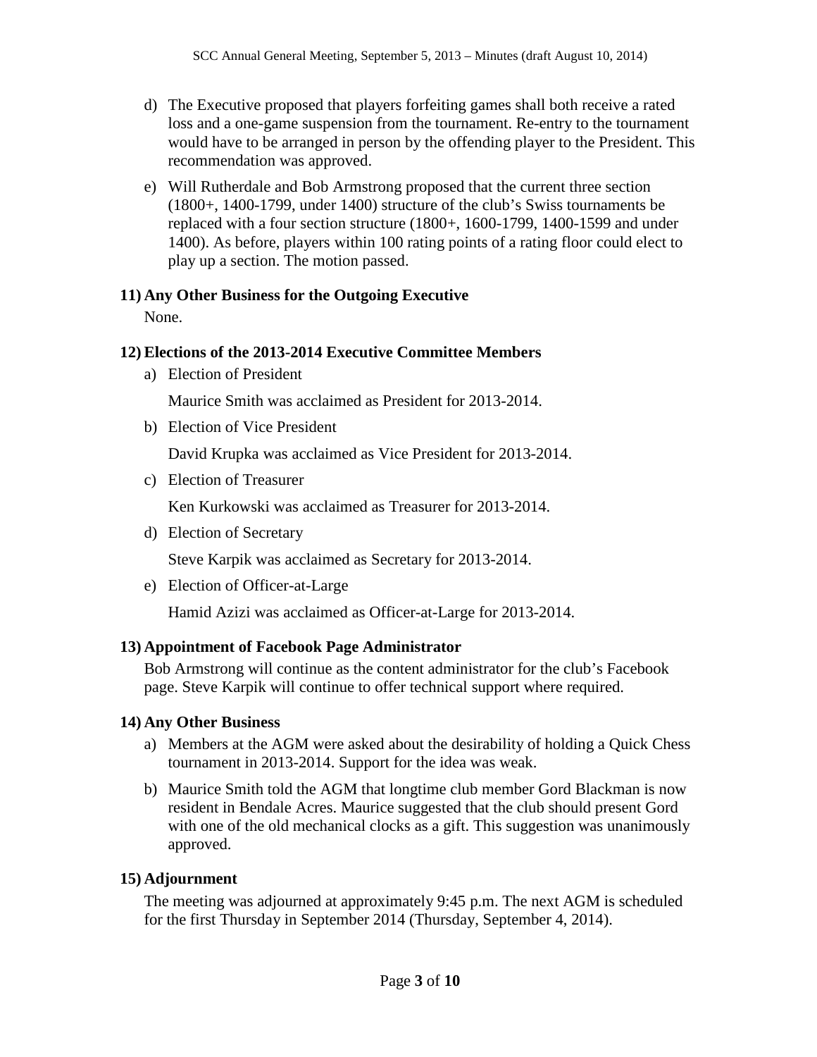d) The Executive proposed that players forfeiting games shall both receive a rated loss and a one-game suspension from the tournament. Re-entry to the tournament would have to be arranged in person by the offending player to the President. This recommendation was approved.

e) Will Rutherdale and Bob Armstrong proposed that the current three section (1800+, 1400-1799, under 1400) structure of the club's Swiss tournaments be replaced with a four section structure (1800+, 1600-1799, 1400-1599 and under 1400). As before, players within 100 rating points of a rating floor could elect to play up a section. The motion passed.

## 11) Any Other Business for the Outgoing Executive

None.

## 12) Elections of the 2013-2014 Executive Committee Members

a) Election of President

Maurice Smith was acclaimed as President for 2013-2014.

b) Election of Vice President

David Krupka was acclaimed as Vice President for 2013-2014.

c) Election of Treasurer

Ken Kurkowski was acclaimed as Treasurer for 2013-2014.

d) Election of Secretary

Steve Karpik was acclaimed as Secretary for 2013-2014.

e) Election of Officer-at-Large

Hamid Azizi was acclaimed as Officer-at-Large for 2013-2014.

## 13) Appointment of Facebook Page Administrator

Bob Armstrong will continue as the content administrator for the club's Facebook page. Steve Karpik will continue to offer technical support where required.

## 14) Any Other Business

a) Members at the AGM were asked about the desirability of holding a Quick Chess tournament in 2013-2014. Support for the idea was weak.

b) Maurice Smith told the AGM that longtime club member Gord Blackman is now resident in Bendale Acres. Maurice suggested that the club should present Gord with one of the old mechanical clocks as a gift. This suggestion was unanimously approved.

## 15) Adjournment

The meeting was adjourned at approximately 9:45 p.m. The next AGM is scheduled for the first Thursday in September 2014 (Thursday, September 4, 2014).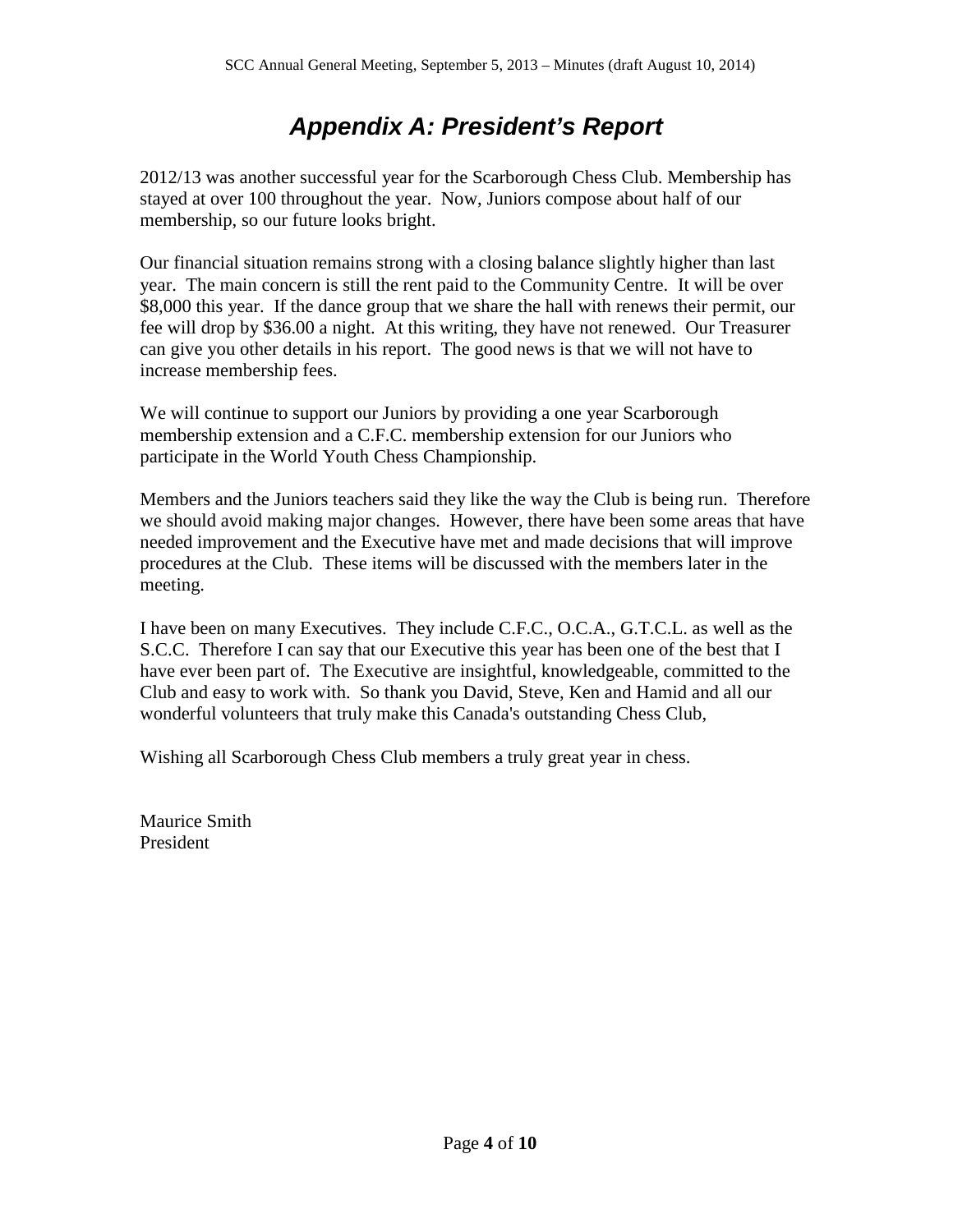# *Appendix A: President's Report*

2012/13 was another successful year for the Scarborough Chess Club. Membership has stayed at over 100 throughout the year. Now, Juniors compose about half of our membership, so our future looks bright.

Our financial situation remains strong with a closing balance slightly higher than last year. The main concern is still the rent paid to the Community Centre. It will be over $8,000 this year. If the dance group that we share the hall with renews their permit, our fee will drop by $36.00 a night. At this writing, they have not renewed. Our Treasurer can give you other details in his report. The good news is that we will not have to increase membership fees.

We will continue to support our Juniors by providing a one year Scarborough membership extension and a C.F.C. membership extension for our Juniors who participate in the World Youth Chess Championship.

Members and the Juniors teachers said they like the way the Club is being run. Therefore we should avoid making major changes. However, there have been some areas that have needed improvement and the Executive have met and made decisions that will improve procedures at the Club. These items will be discussed with the members later in the meeting.

I have been on many Executives. They include C.F.C., O.C.A., G.T.C.L. as well as the S.C.C. Therefore I can say that our Executive this year has been one of the best that I have ever been part of. The Executive are insightful, knowledgeable, committed to the Club and easy to work with. So thank you David, Steve, Ken and Hamid and all our wonderful volunteers that truly make this Canada's outstanding Chess Club,

Wishing all Scarborough Chess Club members a truly great year in chess.

Maurice Smith
President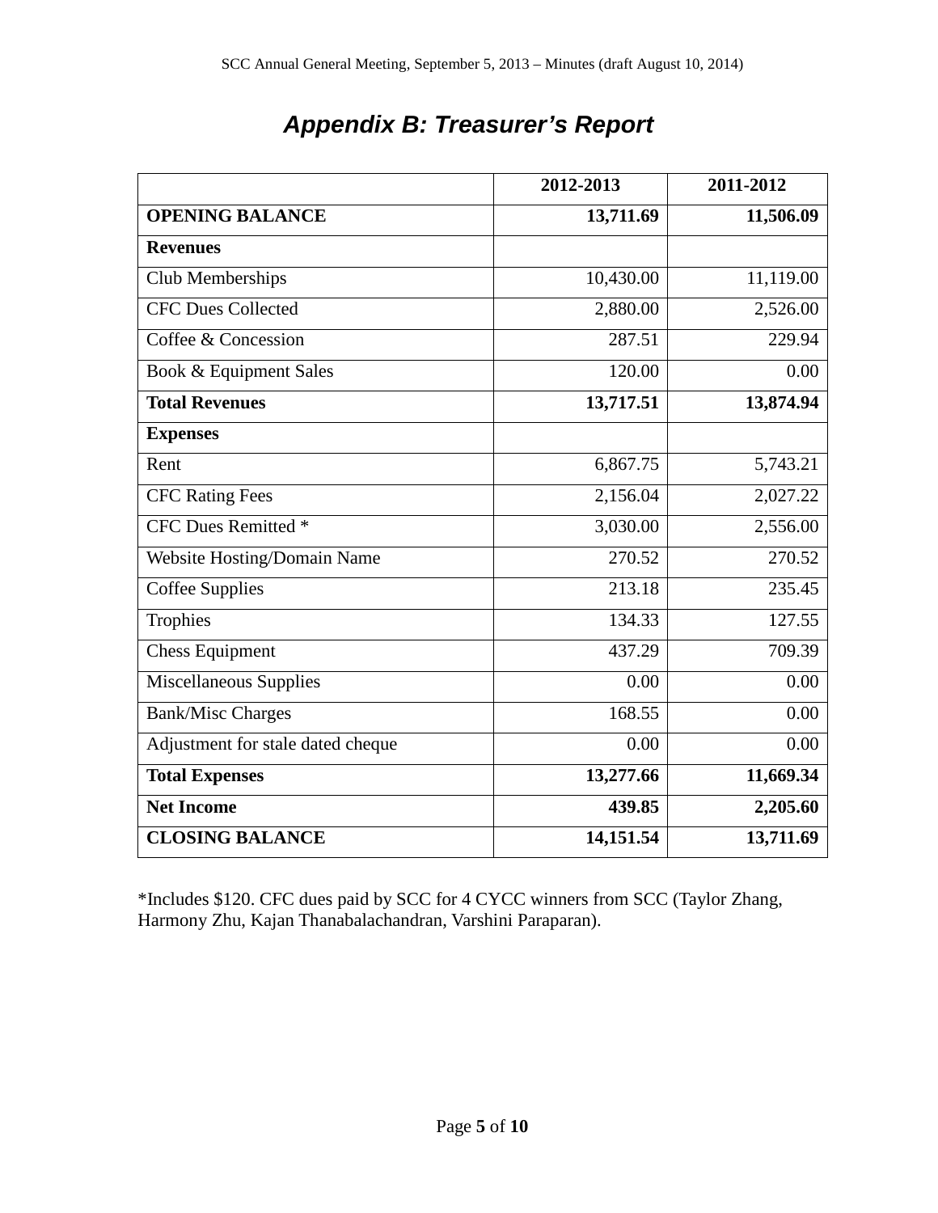# *Appendix B: Treasurer's Report*

| | 2012-2013 | 2011-2012 |
|---|---:|---:|
| **OPENING BALANCE** | **13,711.69** | **11,506.09** |
| **Revenues** | | |
| Club Memberships | 10,430.00 | 11,119.00 |
| CFC Dues Collected | 2,880.00 | 2,526.00 |
| Coffee & Concession | 287.51 | 229.94 |
| Book & Equipment Sales | 120.00 | 0.00 |
| **Total Revenues** | **13,717.51** | **13,874.94** |
| **Expenses** | | |
| Rent | 6,867.75 | 5,743.21 |
| CFC Rating Fees | 2,156.04 | 2,027.22 |
| CFC Dues Remitted * | 3,030.00 | 2,556.00 |
| Website Hosting/Domain Name | 270.52 | 270.52 |
| Coffee Supplies | 213.18 | 235.45 |
| Trophies | 134.33 | 127.55 |
| Chess Equipment | 437.29 | 709.39 |
| Miscellaneous Supplies | 0.00 | 0.00 |
| Bank/Misc Charges | 168.55 | 0.00 |
| Adjustment for stale dated cheque | 0.00 | 0.00 |
| **Total Expenses** | **13,277.66** | **11,669.34** |
| **Net Income** | **439.85** | **2,205.60** |
| **CLOSING BALANCE** | **14,151.54** | **13,711.69** |

*Includes $120. CFC dues paid by SCC for 4 CYCC winners from SCC (Taylor Zhang, Harmony Zhu, Kajan Thanabalachandran, Varshini Paraparan).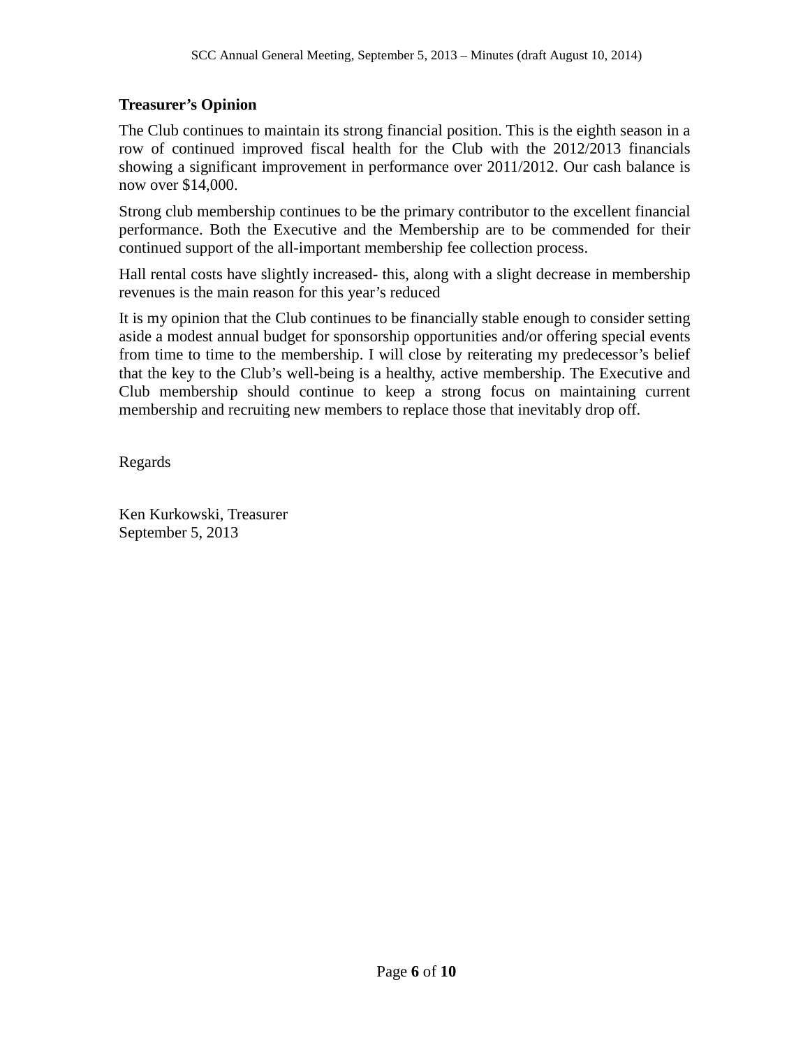**Treasurer's Opinion**

The Club continues to maintain its strong financial position. This is the eighth season in a row of continued improved fiscal health for the Club with the 2012/2013 financials showing a significant improvement in performance over 2011/2012. Our cash balance is now over $14,000.

Strong club membership continues to be the primary contributor to the excellent financial performance. Both the Executive and the Membership are to be commended for their continued support of the all-important membership fee collection process.

Hall rental costs have slightly increased- this, along with a slight decrease in membership revenues is the main reason for this year's reduced

It is my opinion that the Club continues to be financially stable enough to consider setting aside a modest annual budget for sponsorship opportunities and/or offering special events from time to time to the membership. I will close by reiterating my predecessor's belief that the key to the Club's well-being is a healthy, active membership. The Executive and Club membership should continue to keep a strong focus on maintaining current membership and recruiting new members to replace those that inevitably drop off.

Regards

Ken Kurkowski, Treasurer
September 5, 2013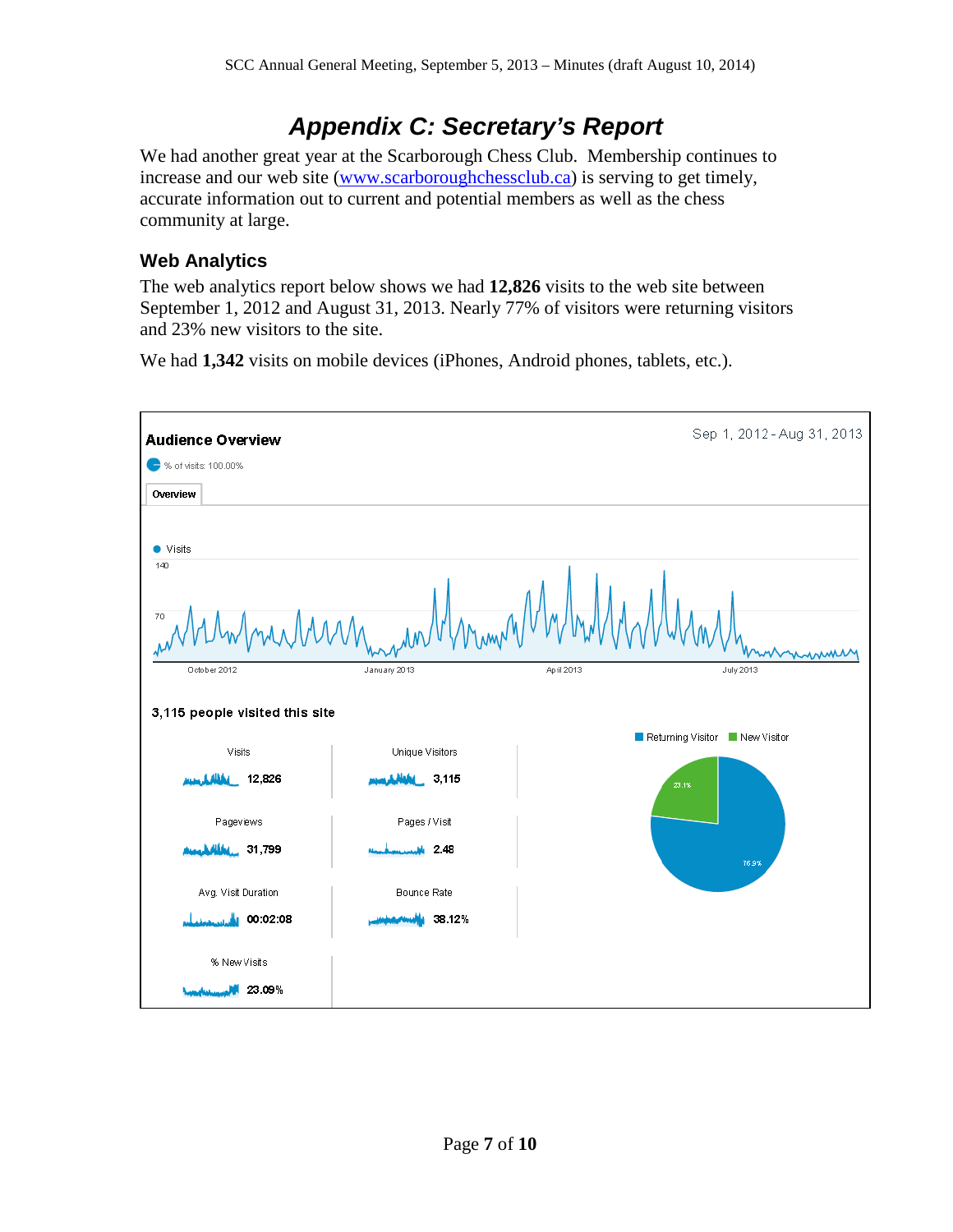# *Appendix C: Secretary's Report*

We had another great year at the Scarborough Chess Club. Membership continues to increase and our web site ([www.scarboroughchessclub.ca](http://www.scarboroughchessclub.ca)) is serving to get timely, accurate information out to current and potential members as well as the chess community at large.

## Web Analytics

The web analytics report below shows we had **12,826** visits to the web site between September 1, 2012 and August 31, 2013. Nearly 77% of visitors were returning visitors and 23% new visitors to the site.

We had **1,342** visits on mobile devices (iPhones, Android phones, tablets, etc.).

Audience Overview

Sep 1, 2012 - Aug 31, 2013

% of visits: 100.00%

Overview

Visits

140

70

October 2012

January 2013

April 2013

July 2013

3,115 people visited this site

Visits 12,826

Unique Visitors 3,115

Pageviews 31,799

Pages / Visit 2.48

Avg. Visit Duration 00:02:08

Bounce Rate 38.12%

% New Visits 23.09%

Returning Visitor

New Visitor

23.1%

76.9%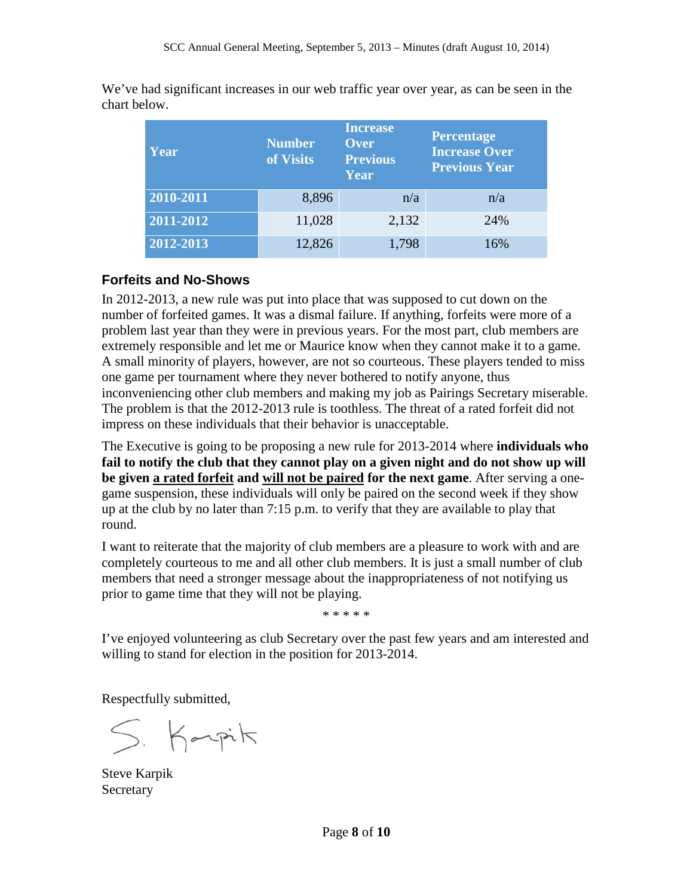We've had significant increases in our web traffic year over year, as can be seen in the chart below.

| Year | Number of Visits | Increase Over Previous Year | Percentage Increase Over Previous Year |
|---|---|---|---|
| 2010-2011 | 8,896 | n/a | n/a |
| 2011-2012 | 11,028 | 2,132 | 24% |
| 2012-2013 | 12,826 | 1,798 | 16% |

### Forfeits and No-Shows

In 2012-2013, a new rule was put into place that was supposed to cut down on the number of forfeited games. It was a dismal failure. If anything, forfeits were more of a problem last year than they were in previous years. For the most part, club members are extremely responsible and let me or Maurice know when they cannot make it to a game. A small minority of players, however, are not so courteous. These players tended to miss one game per tournament where they never bothered to notify anyone, thus inconveniencing other club members and making my job as Pairings Secretary miserable. The problem is that the 2012-2013 rule is toothless. The threat of a rated forfeit did not impress on these individuals that their behavior is unacceptable.

The Executive is going to be proposing a new rule for 2013-2014 where **individuals who fail to notify the club that they cannot play on a given night and do not show up will be given <u>a rated forfeit</u> and <u>will not be paired</u> for the next game**. After serving a one-game suspension, these individuals will only be paired on the second week if they show up at the club by no later than 7:15 p.m. to verify that they are available to play that round.

I want to reiterate that the majority of club members are a pleasure to work with and are completely courteous to me and all other club members. It is just a small number of club members that need a stronger message about the inappropriateness of not notifying us prior to game time that they will not be playing.

\* \* \* \* \*

I've enjoyed volunteering as club Secretary over the past few years and am interested and willing to stand for election in the position for 2013-2014.

Respectfully submitted,

S. Karpik

Steve Karpik
Secretary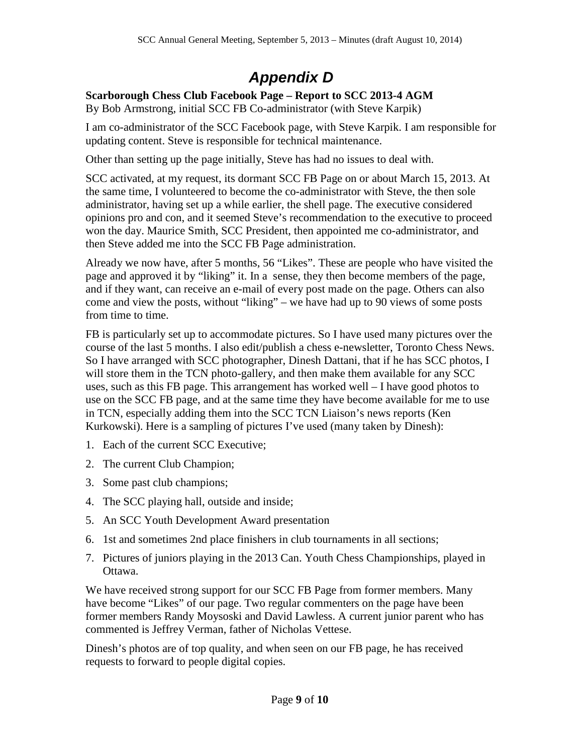# *Appendix D*

**Scarborough Chess Club Facebook Page – Report to SCC 2013-4 AGM**
By Bob Armstrong, initial SCC FB Co-administrator (with Steve Karpik)

I am co-administrator of the SCC Facebook page, with Steve Karpik. I am responsible for updating content. Steve is responsible for technical maintenance.

Other than setting up the page initially, Steve has had no issues to deal with.

SCC activated, at my request, its dormant SCC FB Page on or about March 15, 2013. At the same time, I volunteered to become the co-administrator with Steve, the then sole administrator, having set up a while earlier, the shell page. The executive considered opinions pro and con, and it seemed Steve's recommendation to the executive to proceed won the day. Maurice Smith, SCC President, then appointed me co-administrator, and then Steve added me into the SCC FB Page administration.

Already we now have, after 5 months, 56 "Likes". These are people who have visited the page and approved it by "liking" it. In a sense, they then become members of the page, and if they want, can receive an e-mail of every post made on the page. Others can also come and view the posts, without "liking" – we have had up to 90 views of some posts from time to time.

FB is particularly set up to accommodate pictures. So I have used many pictures over the course of the last 5 months. I also edit/publish a chess e-newsletter, Toronto Chess News. So I have arranged with SCC photographer, Dinesh Dattani, that if he has SCC photos, I will store them in the TCN photo-gallery, and then make them available for any SCC uses, such as this FB page. This arrangement has worked well – I have good photos to use on the SCC FB page, and at the same time they have become available for me to use in TCN, especially adding them into the SCC TCN Liaison's news reports (Ken Kurkowski). Here is a sampling of pictures I've used (many taken by Dinesh):

1. Each of the current SCC Executive;
2. The current Club Champion;
3. Some past club champions;
4. The SCC playing hall, outside and inside;
5. An SCC Youth Development Award presentation
6. 1st and sometimes 2nd place finishers in club tournaments in all sections;
7. Pictures of juniors playing in the 2013 Can. Youth Chess Championships, played in Ottawa.

We have received strong support for our SCC FB Page from former members. Many have become "Likes" of our page. Two regular commenters on the page have been former members Randy Moysoski and David Lawless. A current junior parent who has commented is Jeffrey Verman, father of Nicholas Vettese.

Dinesh's photos are of top quality, and when seen on our FB page, he has received requests to forward to people digital copies.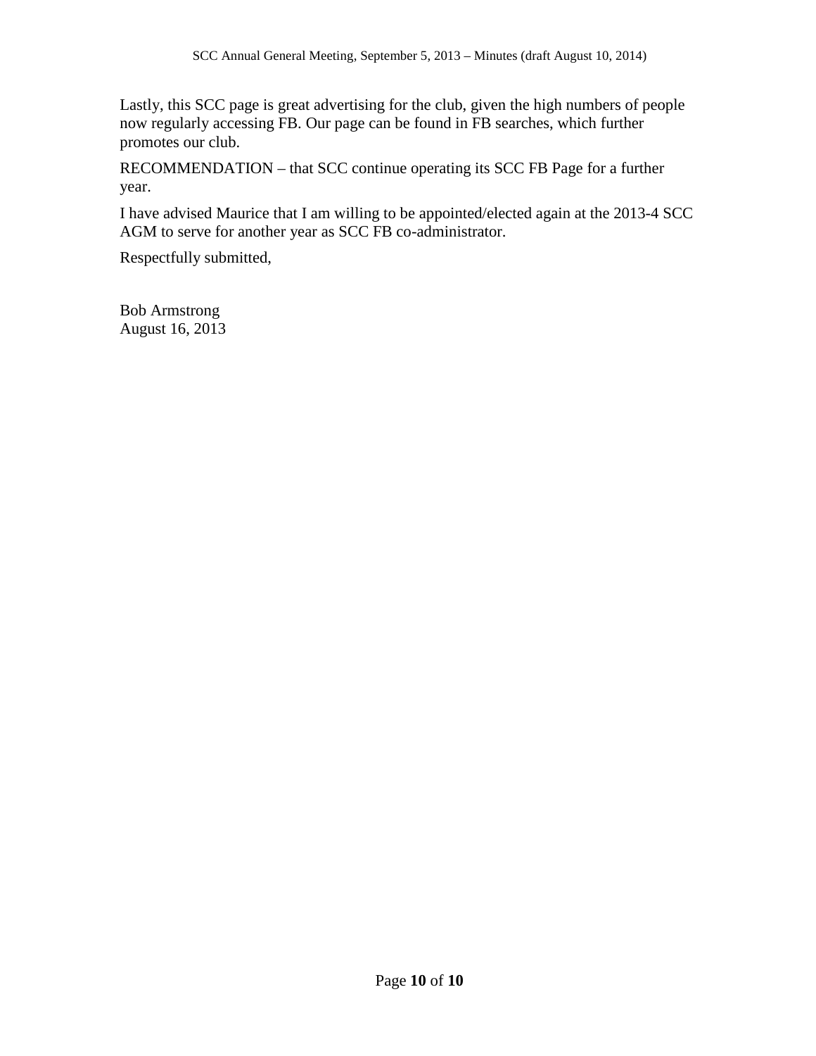Lastly, this SCC page is great advertising for the club, given the high numbers of people now regularly accessing FB. Our page can be found in FB searches, which further promotes our club.

RECOMMENDATION – that SCC continue operating its SCC FB Page for a further year.

I have advised Maurice that I am willing to be appointed/elected again at the 2013-4 SCC AGM to serve for another year as SCC FB co-administrator.

Respectfully submitted,

Bob Armstrong  
August 16, 2013